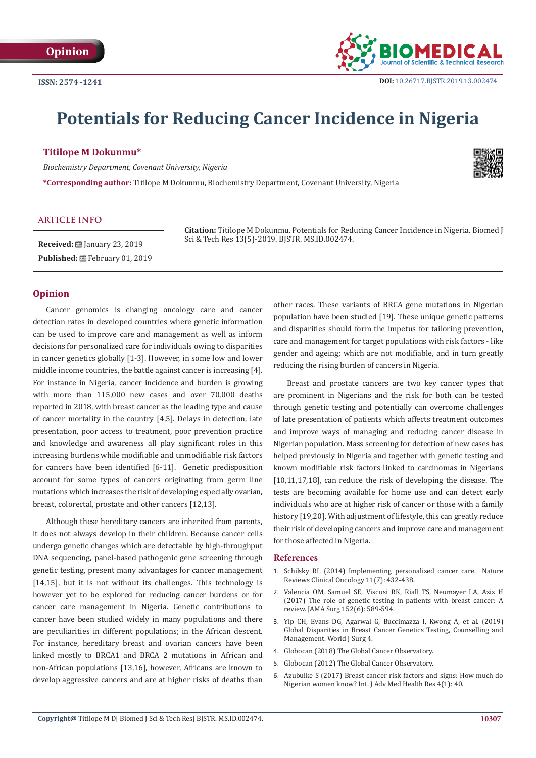Opinion

ISSN: 2574 -1241

DOI: 10.26717.BJSTR.2019.13.002474

# Potentials for Reducing Cancer Incidence in Nigeria

**Titilope M Dokunmu***

*Biochemistry Department, Covenant University, Nigeria*

***Corresponding author:** Titilope M Dokunmu, Biochemistry Department, Covenant University, Nigeria

### ARTICLE INFO

**Received:** January 23, 2019

**Published:** February 01, 2019

**Citation:** Titilope M Dokunmu. Potentials for Reducing Cancer Incidence in Nigeria. Biomed J Sci & Tech Res 13(5)-2019. BJSTR. MS.ID.002474.

## Opinion

Cancer genomics is changing oncology care and cancer detection rates in developed countries where genetic information can be used to improve care and management as well as inform decisions for personalized care for individuals owing to disparities in cancer genetics globally [1-3]. However, in some low and lower middle income countries, the battle against cancer is increasing [4]. For instance in Nigeria, cancer incidence and burden is growing with more than 115,000 new cases and over 70,000 deaths reported in 2018, with breast cancer as the leading type and cause of cancer mortality in the country [4,5]. Delays in detection, late presentation, poor access to treatment, poor prevention practice and knowledge and awareness all play significant roles in this increasing burdens while modifiable and unmodifiable risk factors for cancers have been identified [6-11]. Genetic predisposition account for some types of cancers originating from germ line mutations which increases the risk of developing especially ovarian, breast, colorectal, prostate and other cancers [12,13].

Although these hereditary cancers are inherited from parents, it does not always develop in their children. Because cancer cells undergo genetic changes which are detectable by high-throughput DNA sequencing, panel-based pathogenic gene screening through genetic testing, present many advantages for cancer management [14,15], but it is not without its challenges. This technology is however yet to be explored for reducing cancer burdens or for cancer care management in Nigeria. Genetic contributions to cancer have been studied widely in many populations and there are peculiarities in different populations; in the African descent. For instance, hereditary breast and ovarian cancers have been linked mostly to BRCA1 and BRCA 2 mutations in African and non-African populations [13,16], however, Africans are known to develop aggressive cancers and are at higher risks of deaths than other races. These variants of BRCA gene mutations in Nigerian population have been studied [19]. These unique genetic patterns and disparities should form the impetus for tailoring prevention, care and management for target populations with risk factors - like gender and ageing; which are not modifiable, and in turn greatly reducing the rising burden of cancers in Nigeria.

Breast and prostate cancers are two key cancer types that are prominent in Nigerians and the risk for both can be tested through genetic testing and potentially can overcome challenges of late presentation of patients which affects treatment outcomes and improve ways of managing and reducing cancer disease in Nigerian population. Mass screening for detection of new cases has helped previously in Nigeria and together with genetic testing and known modifiable risk factors linked to carcinomas in Nigerians [10,11,17,18], can reduce the risk of developing the disease. The tests are becoming available for home use and can detect early individuals who are at higher risk of cancer or those with a family history [19,20]. With adjustment of lifestyle, this can greatly reduce their risk of developing cancers and improve care and management for those affected in Nigeria.

## References

1. Schilsky RL (2014) Implementing personalized cancer care. Nature Reviews Clinical Oncology 11(7): 432-438.
2. Valencia OM, Samuel SE, Viscusi RK, Riall TS, Neumayer LA, Aziz H (2017) The role of genetic testing in patients with breast cancer: A review. JAMA Surg 152(6): 589-594.
3. Yip CH, Evans DG, Agarwal G, Buccimazza I, Kwong A, et al. (2019) Global Disparities in Breast Cancer Genetics Testing, Counselling and Management. World J Surg 4.
4. Globocan (2018) The Global Cancer Observatory.
5. Globocan (2012) The Global Cancer Observatory.
6. Azubuike S (2017) Breast cancer risk factors and signs: How much do Nigerian women know? Int. J Adv Med Health Res 4(1): 40.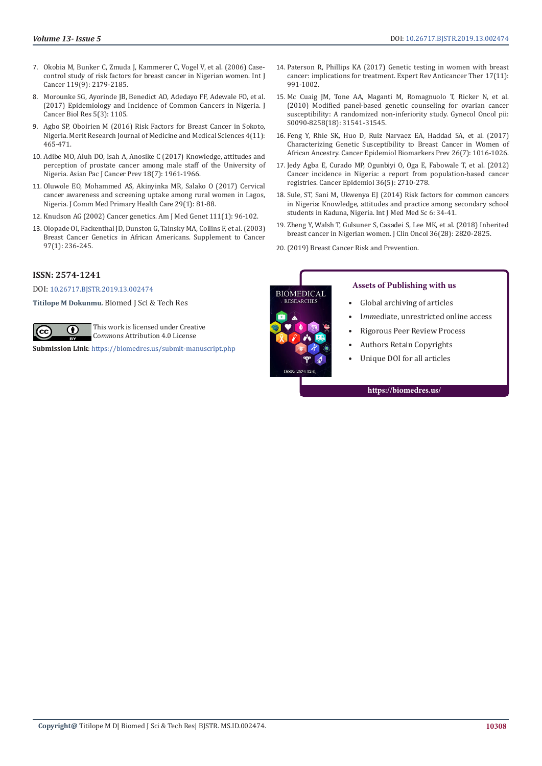7. Okobia M, Bunker C, Zmuda J, Kammerer C, Vogel V, et al. (2006) Case-control study of risk factors for breast cancer in Nigerian women. Int J Cancer 119(9): 2179-2185.
8. Morounke SG, Ayorinde JB, Benedict AO, Adedayo FF, Adewale FO, et al. (2017) Epidemiology and Incidence of Common Cancers in Nigeria. J Cancer Biol Res 5(3): 1105.
9. Agbo SP, Oboirien M (2016) Risk Factors for Breast Cancer in Sokoto, Nigeria. Merit Research Journal of Medicine and Medical Sciences 4(11): 465-471.
10. Adibe MO, Aluh DO, Isah A, Anosike C (2017) Knowledge, attitudes and perception of prostate cancer among male staff of the University of Nigeria. Asian Pac J Cancer Prev 18(7): 1961-1966.
11. Oluwole EO, Mohammed AS, Akinyinka MR, Salako O (2017) Cervical cancer awareness and screening uptake among rural women in Lagos, Nigeria. J Comm Med Primary Health Care 29(1): 81-88.
12. Knudson AG (2002) Cancer genetics. Am J Med Genet 111(1): 96-102.
13. Olopade OI, Fackenthal JD, Dunston G, Tainsky MA, Collins F, et al. (2003) Breast Cancer Genetics in African Americans. Supplement to Cancer 97(1): 236-245.
14. Paterson R, Phillips KA (2017) Genetic testing in women with breast cancer: implications for treatment. Expert Rev Anticancer Ther 17(11): 991-1002.
15. Mc Cuaig JM, Tone AA, Maganti M, Romagnuolo T, Ricker N, et al. (2010) Modified panel-based genetic counseling for ovarian cancer susceptibility: A randomized non-inferiority study. Gynecol Oncol pii: S0090-8258(18): 31541-31545.
16. Feng Y, Rhie SK, Huo D, Ruiz Narvaez EA, Haddad SA, et al. (2017) Characterizing Genetic Susceptibility to Breast Cancer in Women of African Ancestry. Cancer Epidemiol Biomarkers Prev 26(7): 1016-1026.
17. Jedy Agba E, Curado MP, Ogunbiyi O, Oga E, Fabowale T, et al. (2012) Cancer incidence in Nigeria: a report from population-based cancer registries. Cancer Epidemiol 36(5): 2710-278.
18. Sule, ST, Sani M, Ukwenya EJ (2014) Risk factors for common cancers in Nigeria: Knowledge, attitudes and practice among secondary school students in Kaduna, Nigeria. Int J Med Med Sc 6: 34-41.
19. Zheng Y, Walsh T, Gulsuner S, Casadei S, Lee MK, et al. (2018) Inherited breast cancer in Nigerian women. J Clin Oncol 36(28): 2820-2825.
20. (2019) Breast Cancer Risk and Prevention.

**ISSN: 2574-1241**

DOI: 10.26717.BJSTR.2019.13.002474

**Titilope M Dokunmu.** Biomed J Sci & Tech Res

This work is licensed under Creative Commons Attribution 4.0 License

**Submission Link**: https://biomedres.us/submit-manuscript.php

**Assets of Publishing with us**

- Global archiving of articles
- Immediate, unrestricted online access
- Rigorous Peer Review Process
- Authors Retain Copyrights
- Unique DOI for all articles

**https://biomedres.us/**